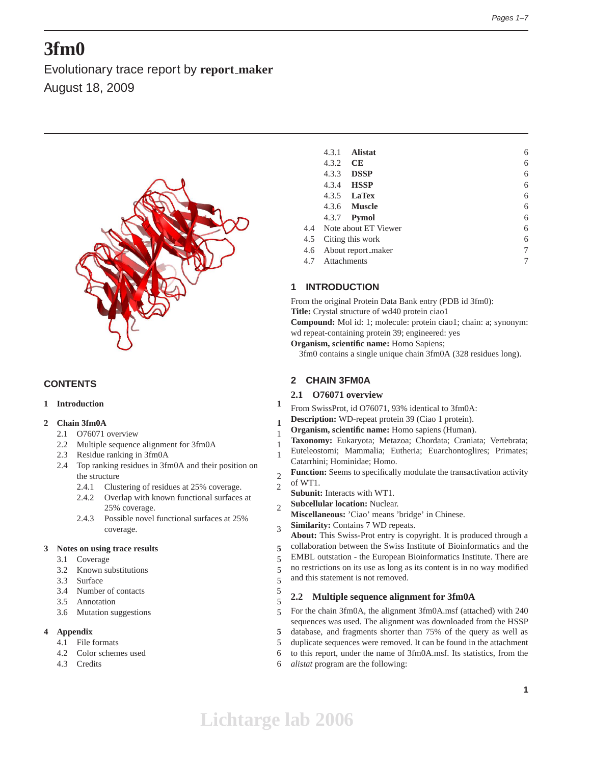# 3fm0

Evolutionary trace report by **report_maker**

August 18, 2009

## CONTENTS

| | | |
|---|---|---|
| **1** | **Introduction** | **1** |
| **2** | **Chain 3fm0A** | **1** |
| 2.1 | O76071 overview | 1 |
| 2.2 | Multiple sequence alignment for 3fm0A | 1 |
| 2.3 | Residue ranking in 3fm0A | 1 |
| 2.4 | Top ranking residues in 3fm0A and their position on the structure | 2 |
| 2.4.1 | Clustering of residues at 25% coverage. | 2 |
| 2.4.2 | Overlap with known functional surfaces at 25% coverage. | 2 |
| 2.4.3 | Possible novel functional surfaces at 25% coverage. | 3 |
| **3** | **Notes on using trace results** | **5** |
| 3.1 | Coverage | 5 |
| 3.2 | Known substitutions | 5 |
| 3.3 | Surface | 5 |
| 3.4 | Number of contacts | 5 |
| 3.5 | Annotation | 5 |
| 3.6 | Mutation suggestions | 5 |
| **4** | **Appendix** | **5** |
| 4.1 | File formats | 5 |
| 4.2 | Color schemes used | 6 |
| 4.3 | Credits | 6 |
| 4.3.1 | **Alistat** | 6 |
| 4.3.2 | **CE** | 6 |
| 4.3.3 | **DSSP** | 6 |
| 4.3.4 | **HSSP** | 6 |
| 4.3.5 | **LaTex** | 6 |
| 4.3.6 | **Muscle** | 6 |
| 4.3.7 | **Pymol** | 6 |
| 4.4 | Note about ET Viewer | 6 |
| 4.5 | Citing this work | 6 |
| 4.6 | About report_maker | 7 |
| 4.7 | Attachments | 7 |

## 1 INTRODUCTION

From the original Protein Data Bank entry (PDB id 3fm0):
**Title:** Crystal structure of wd40 protein ciao1
**Compound:** Mol id: 1; molecule: protein ciao1; chain: a; synonym: wd repeat-containing protein 39; engineered: yes
**Organism, scientific name:** Homo Sapiens;

3fm0 contains a single unique chain 3fm0A (328 residues long).

## 2 CHAIN 3FM0A

### 2.1 O76071 overview

From SwissProt, id O76071, 93% identical to 3fm0A:
**Description:** WD-repeat protein 39 (Ciao 1 protein).
**Organism, scientific name:** Homo sapiens (Human).
**Taxonomy:** Eukaryota; Metazoa; Chordata; Craniata; Vertebrata; Euteleostomi; Mammalia; Eutheria; Euarchontoglires; Primates; Catarrhini; Hominidae; Homo.
**Function:** Seems to specifically modulate the transactivation activity of WT1.
**Subunit:** Interacts with WT1.
**Subcellular location:** Nuclear.
**Miscellaneous:** 'Ciao' means 'bridge' in Chinese.
**Similarity:** Contains 7 WD repeats.
**About:** This Swiss-Prot entry is copyright. It is produced through a collaboration between the Swiss Institute of Bioinformatics and the EMBL outstation - the European Bioinformatics Institute. There are no restrictions on its use as long as its content is in no way modified and this statement is not removed.

### 2.2 Multiple sequence alignment for 3fm0A

For the chain 3fm0A, the alignment 3fm0A.msf (attached) with 240 sequences was used. The alignment was downloaded from the HSSP database, and fragments shorter than 75% of the query as well as duplicate sequences were removed. It can be found in the attachment to this report, under the name of 3fm0A.msf. Its statistics, from the *alistat* program are the following: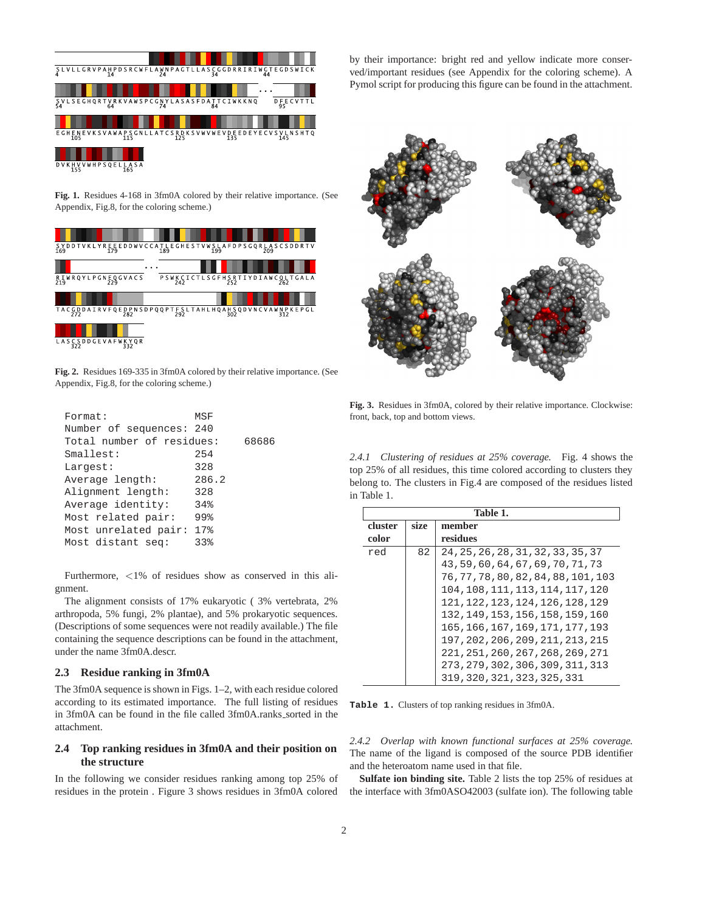Fig. 1. Residues 4-168 in 3fm0A colored by their relative importance. (See Appendix, Fig.8, for the coloring scheme.)

Fig. 2. Residues 169-335 in 3fm0A colored by their relative importance. (See Appendix, Fig.8, for the coloring scheme.)

```
Format:                 MSF
Number of sequences:    240
Total number of residues:    68686
Smallest:               254
Largest:                328
Average length:         286.2
Alignment length:       328
Average identity:       34%
Most related pair:      99%
Most unrelated pair:    17%
Most distant seq:       33%
```

Furthermore, <1% of residues show as conserved in this alignment.

The alignment consists of 17% eukaryotic ( 3% vertebrata, 2% arthropoda, 5% fungi, 2% plantae), and 5% prokaryotic sequences. (Descriptions of some sequences were not readily available.) The file containing the sequence descriptions can be found in the attachment, under the name 3fm0A.descr.

## 2.3 Residue ranking in 3fm0A

The 3fm0A sequence is shown in Figs. 1–2, with each residue colored according to its estimated importance. The full listing of residues in 3fm0A can be found in the file called 3fm0A.ranks_sorted in the attachment.

## 2.4 Top ranking residues in 3fm0A and their position on the structure

In the following we consider residues ranking among top 25% of residues in the protein . Figure 3 shows residues in 3fm0A colored by their importance: bright red and yellow indicate more conserved/important residues (see Appendix for the coloring scheme). A Pymol script for producing this figure can be found in the attachment.

Fig. 3. Residues in 3fm0A, colored by their relative importance. Clockwise: front, back, top and bottom views.

*2.4.1 Clustering of residues at 25% coverage.* Fig. 4 shows the top 25% of all residues, this time colored according to clusters they belong to. The clusters in Fig.4 are composed of the residues listed in Table 1.

| cluster color | size | member residues |
|---|---|---|
| red | 82 | 24,25,26,28,31,32,33,35,37 43,59,60,64,67,69,70,71,73 76,77,78,80,82,84,88,101,103 104,108,111,113,114,117,120 121,122,123,124,126,128,129 132,149,153,156,158,159,160 165,166,167,169,171,177,193 197,202,206,209,211,213,215 221,251,260,267,268,269,271 273,279,302,306,309,311,313 319,320,321,323,325,331 |

**Table 1.** Clusters of top ranking residues in 3fm0A.

*2.4.2 Overlap with known functional surfaces at 25% coverage.* The name of the ligand is composed of the source PDB identifier and the heteroatom name used in that file.

**Sulfate ion binding site.** Table 2 lists the top 25% of residues at the interface with 3fm0ASO42003 (sulfate ion). The following table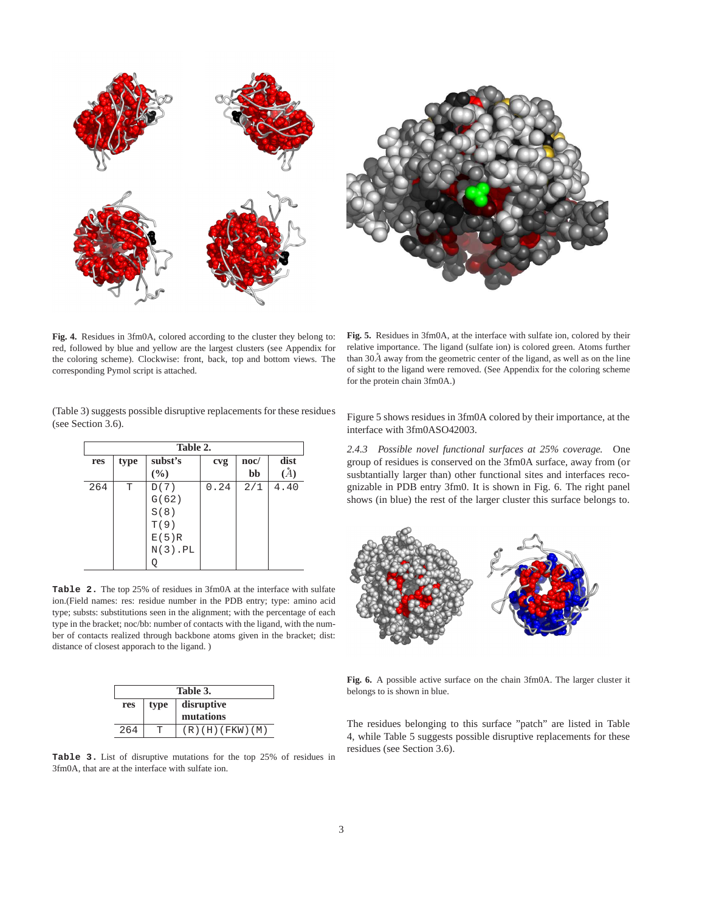**Fig. 4.** Residues in 3fm0A, colored according to the cluster they belong to: red, followed by blue and yellow are the largest clusters (see Appendix for the coloring scheme). Clockwise: front, back, top and bottom views. The corresponding Pymol script is attached.

**Fig. 5.** Residues in 3fm0A, at the interface with sulfate ion, colored by their relative importance. The ligand (sulfate ion) is colored green. Atoms further than 30Å away from the geometric center of the ligand, as well as on the line of sight to the ligand were removed. (See Appendix for the coloring scheme for the protein chain 3fm0A.)

(Table 3) suggests possible disruptive replacements for these residues (see Section 3.6).

**Table 2.**

| res | type | subst's (%) | cvg | noc/ bb | dist (Å) |
|---|---|---|---|---|---|
| 264 | T | D(7) G(62) S(8) T(9) E(5)R N(3).PL Q | 0.24 | 2/1 | 4.40 |

**Table 2.** The top 25% of residues in 3fm0A at the interface with sulfate ion.(Field names: res: residue number in the PDB entry; type: amino acid type; substs: substitutions seen in the alignment; with the percentage of each type in the bracket; noc/bb: number of contacts with the ligand, with the number of contacts realized through backbone atoms given in the bracket; dist: distance of closest approach to the ligand. )

**Table 3.**

| res | type | disruptive mutations |
|---|---|---|
| 264 | T | (R)(H)(FKW)(M) |

**Table 3.** List of disruptive mutations for the top 25% of residues in 3fm0A, that are at the interface with sulfate ion.

Figure 5 shows residues in 3fm0A colored by their importance, at the interface with 3fm0ASO42003.

*2.4.3 Possible novel functional surfaces at 25% coverage.* One group of residues is conserved on the 3fm0A surface, away from (or susbtantially larger than) other functional sites and interfaces recognizable in PDB entry 3fm0. It is shown in Fig. 6. The right panel shows (in blue) the rest of the larger cluster this surface belongs to.

**Fig. 6.** A possible active surface on the chain 3fm0A. The larger cluster it belongs to is shown in blue.

The residues belonging to this surface "patch" are listed in Table 4, while Table 5 suggests possible disruptive replacements for these residues (see Section 3.6).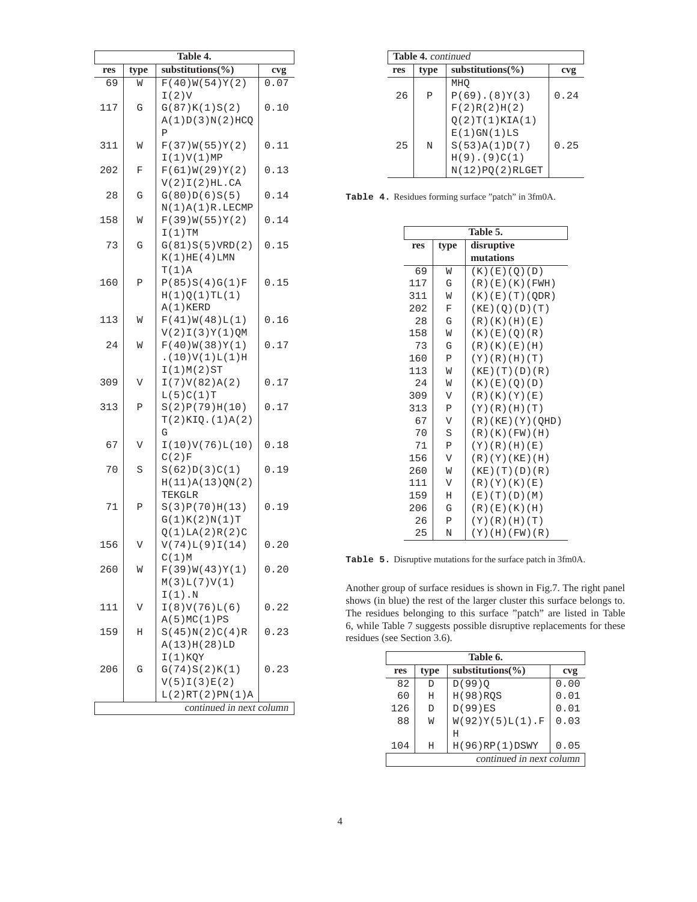| Table 4. | | | |
|---|---|---|---|
| res | type | substitutions(%) | cvg |
| 69 | W | F(40)W(54)Y(2)I(2)V | 0.07 |
| 117 | G | G(87)K(1)S(2)A(1)D(3)N(2)HCQP | 0.10 |
| 311 | W | F(37)W(55)Y(2)I(1)V(1)MP | 0.11 |
| 202 | F | F(61)W(29)Y(2)V(2)I(2)HL.CA | 0.13 |
| 28 | G | G(80)D(6)S(5)N(1)A(1)R.LECMP | 0.14 |
| 158 | W | F(39)W(55)Y(2)I(1)TM | 0.14 |
| 73 | G | G(81)S(5)VRD(2)K(1)HE(4)LMNT(1)A | 0.15 |
| 160 | P | P(85)S(4)G(1)FH(1)Q(1)TL(1)A(1)KERD | 0.15 |
| 113 | W | F(41)W(48)L(1)V(2)I(3)Y(1)QM | 0.16 |
| 24 | W | F(40)W(38)Y(1).(10)V(1)L(1)HI(1)M(2)ST | 0.17 |
| 309 | V | I(7)V(82)A(2)L(5)C(1)T | 0.17 |
| 313 | P | S(2)P(79)H(10)T(2)KIQ.(1)A(2)G | 0.17 |
| 67 | V | I(10)V(76)L(10)C(2)F | 0.18 |
| 70 | S | S(62)D(3)C(1)H(11)A(13)QN(2)TEKGLR | 0.19 |
| 71 | P | S(3)P(70)H(13)G(1)K(2)N(1)TQ(1)LA(2)R(2)C | 0.19 |
| 156 | V | V(74)L(9)I(14)C(1)M | 0.20 |
| 260 | W | F(39)W(43)Y(1)M(3)L(7)V(1)I(1).N | 0.20 |
| 111 | V | I(8)V(76)L(6)A(5)MC(1)PS | 0.22 |
| 159 | H | S(45)N(2)C(4)RA(13)H(28)LDI(1)KQY | 0.23 |
| 206 | G | G(74)S(2)K(1)V(5)I(3)E(2)L(2)RT(2)PN(1)A | 0.23 |
| 26 | P | P(69).(8)Y(3)F(2)R(2)H(2)Q(2)T(1)KIA(1)E(1)GN(1)LS | 0.24 |
| 25 | N | S(53)A(1)D(7)H(9).(9)C(1)N(12)PQ(2)RLGET | 0.25 |

**Table 4.** Residues forming surface "patch" in 3fm0A.

| Table 5. | | |
|---|---|---|
| res | type | disruptive mutations |
| 69 | W | (K)(E)(Q)(D) |
| 117 | G | (R)(E)(K)(FWH) |
| 311 | W | (K)(E)(T)(QDR) |
| 202 | F | (KE)(Q)(D)(T) |
| 28 | G | (R)(K)(H)(E) |
| 158 | W | (K)(E)(Q)(R) |
| 73 | G | (R)(K)(E)(H) |
| 160 | P | (Y)(R)(H)(T) |
| 113 | W | (KE)(T)(D)(R) |
| 24 | W | (K)(E)(Q)(D) |
| 309 | V | (R)(K)(Y)(E) |
| 313 | P | (Y)(R)(H)(T) |
| 67 | V | (R)(KE)(Y)(QHD) |
| 70 | S | (R)(K)(FW)(H) |
| 71 | P | (Y)(R)(H)(E) |
| 156 | V | (R)(Y)(KE)(H) |
| 260 | W | (KE)(T)(D)(R) |
| 111 | V | (R)(Y)(K)(E) |
| 159 | H | (E)(T)(D)(M) |
| 206 | G | (R)(E)(K)(H) |
| 26 | P | (Y)(R)(H)(T) |
| 25 | N | (Y)(H)(FW)(R) |

**Table 5.** Disruptive mutations for the surface patch in 3fm0A.

Another group of surface residues is shown in Fig.7. The right panel shows (in blue) the rest of the larger cluster this surface belongs to. The residues belonging to this surface "patch" are listed in Table 6, while Table 7 suggests possible disruptive replacements for these residues (see Section 3.6).

| Table 6. | | | |
|---|---|---|---|
| res | type | substitutions(%) | cvg |
| 82 | D | D(99)Q | 0.00 |
| 60 | H | H(98)RQS | 0.01 |
| 126 | D | D(99)ES | 0.01 |
| 88 | W | W(92)Y(5)L(1).FH | 0.03 |
| 104 | H | H(96)RP(1)DSWY | 0.05 |
| *continued in next column* | | | |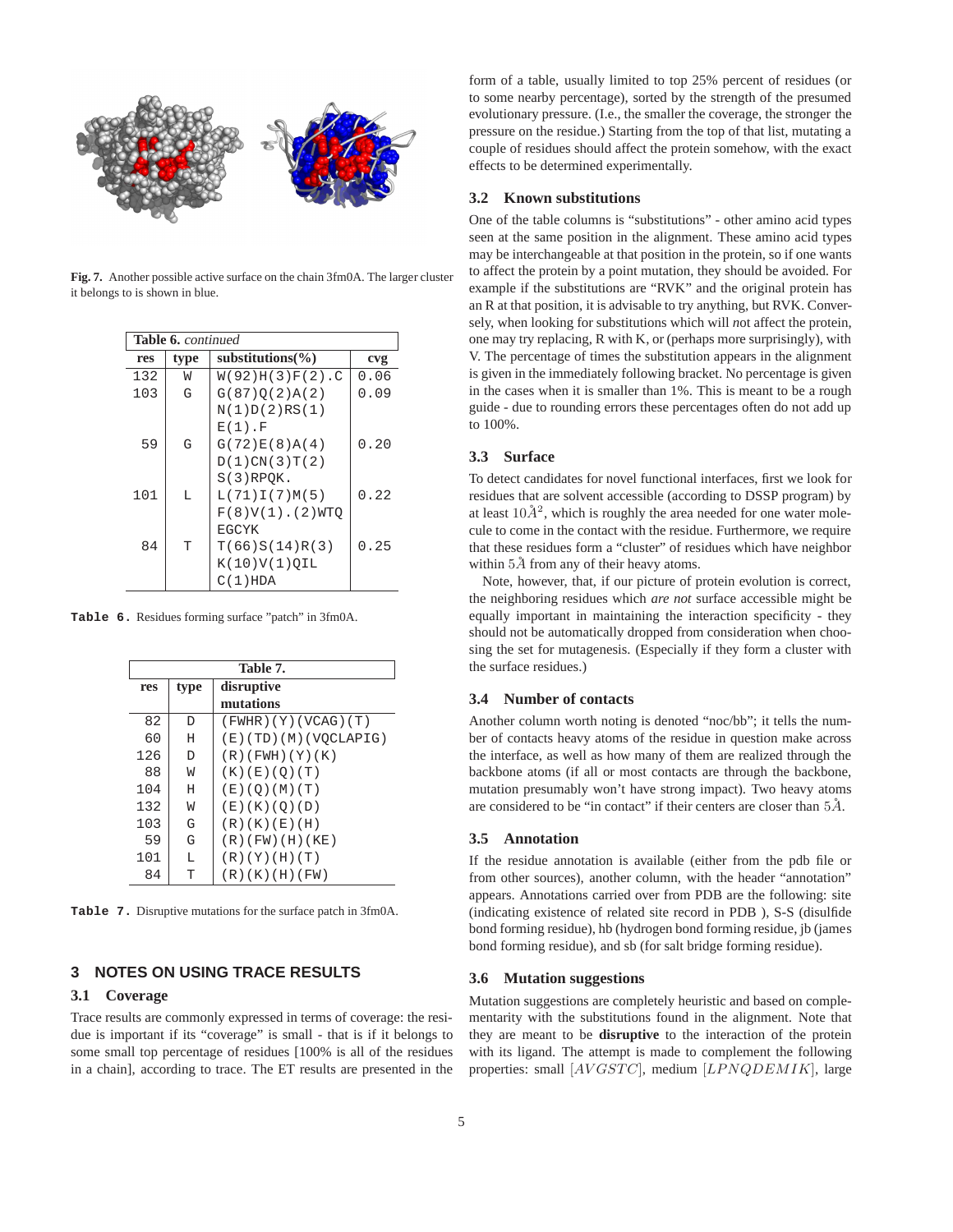Fig. 7. Another possible active surface on the chain 3fm0A. The larger cluster it belongs to is shown in blue.

| Table 6. *continued* | | | |
|---|---|---|---|
| res | type | substitutions(%) | cvg |
| 132 | W | W(92)H(3)F(2).C | 0.06 |
| 103 | G | G(87)Q(2)A(2) N(1)D(2)RS(1) E(1).F | 0.09 |
| 59 | G | G(72)E(8)A(4) D(1)CN(3)T(2) S(3)RPQK. | 0.20 |
| 101 | L | L(71)I(7)M(5) F(8)V(1).(2)WTQ EGCYK | 0.22 |
| 84 | T | T(66)S(14)R(3) K(10)V(1)QIL C(1)HDA | 0.25 |

**Table 6.** Residues forming surface "patch" in 3fm0A.

| Table 7. | | |
|---|---|---|
| res | type | disruptive mutations |
| 82 | D | (FWHR)(Y)(VCAG)(T) |
| 60 | H | (E)(TD)(M)(VQCLAPIG) |
| 126 | D | (R)(FWH)(Y)(K) |
| 88 | W | (K)(E)(Q)(T) |
| 104 | H | (E)(Q)(M)(T) |
| 132 | W | (E)(K)(Q)(D) |
| 103 | G | (R)(K)(E)(H) |
| 59 | G | (R)(FW)(H)(KE) |
| 101 | L | (R)(Y)(H)(T) |
| 84 | T | (R)(K)(H)(FW) |

**Table 7.** Disruptive mutations for the surface patch in 3fm0A.

## 3 NOTES ON USING TRACE RESULTS

### 3.1 Coverage

Trace results are commonly expressed in terms of coverage: the residue is important if its "coverage" is small - that is if it belongs to some small top percentage of residues [100% is all of the residues in a chain], according to trace. The ET results are presented in the form of a table, usually limited to top 25% percent of residues (or to some nearby percentage), sorted by the strength of the presumed evolutionary pressure. (I.e., the smaller the coverage, the stronger the pressure on the residue.) Starting from the top of that list, mutating a couple of residues should affect the protein somehow, with the exact effects to be determined experimentally.

### 3.2 Known substitutions

One of the table columns is "substitutions" - other amino acid types seen at the same position in the alignment. These amino acid types may be interchangeable at that position in the protein, so if one wants to affect the protein by a point mutation, they should be avoided. For example if the substitutions are "RVK" and the original protein has an R at that position, it is advisable to try anything, but RVK. Conversely, when looking for substitutions which will *not* affect the protein, one may try replacing, R with K, or (perhaps more surprisingly), with V. The percentage of times the substitution appears in the alignment is given in the immediately following bracket. No percentage is given in the cases when it is smaller than 1%. This is meant to be a rough guide - due to rounding errors these percentages often do not add up to 100%.

### 3.3 Surface

To detect candidates for novel functional interfaces, first we look for residues that are solvent accessible (according to DSSP program) by at least $10\mathring{A}^2$, which is roughly the area needed for one water molecule to come in the contact with the residue. Furthermore, we require that these residues form a "cluster" of residues which have neighbor within $5\mathring{A}$ from any of their heavy atoms.

Note, however, that, if our picture of protein evolution is correct, the neighboring residues which *are not* surface accessible might be equally important in maintaining the interaction specificity - they should not be automatically dropped from consideration when choosing the set for mutagenesis. (Especially if they form a cluster with the surface residues.)

### 3.4 Number of contacts

Another column worth noting is denoted "noc/bb"; it tells the number of contacts heavy atoms of the residue in question make across the interface, as well as how many of them are realized through the backbone atoms (if all or most contacts are through the backbone, mutation presumably won't have strong impact). Two heavy atoms are considered to be "in contact" if their centers are closer than $5\mathring{A}$.

### 3.5 Annotation

If the residue annotation is available (either from the pdb file or from other sources), another column, with the header "annotation" appears. Annotations carried over from PDB are the following: site (indicating existence of related site record in PDB ), S-S (disulfide bond forming residue), hb (hydrogen bond forming residue, jb (james bond forming residue), and sb (for salt bridge forming residue).

### 3.6 Mutation suggestions

Mutation suggestions are completely heuristic and based on complementarity with the substitutions found in the alignment. Note that they are meant to be **disruptive** to the interaction of the protein with its ligand. The attempt is made to complement the following properties: small $[AVGSTC]$, medium $[LPNQDEMIK]$, large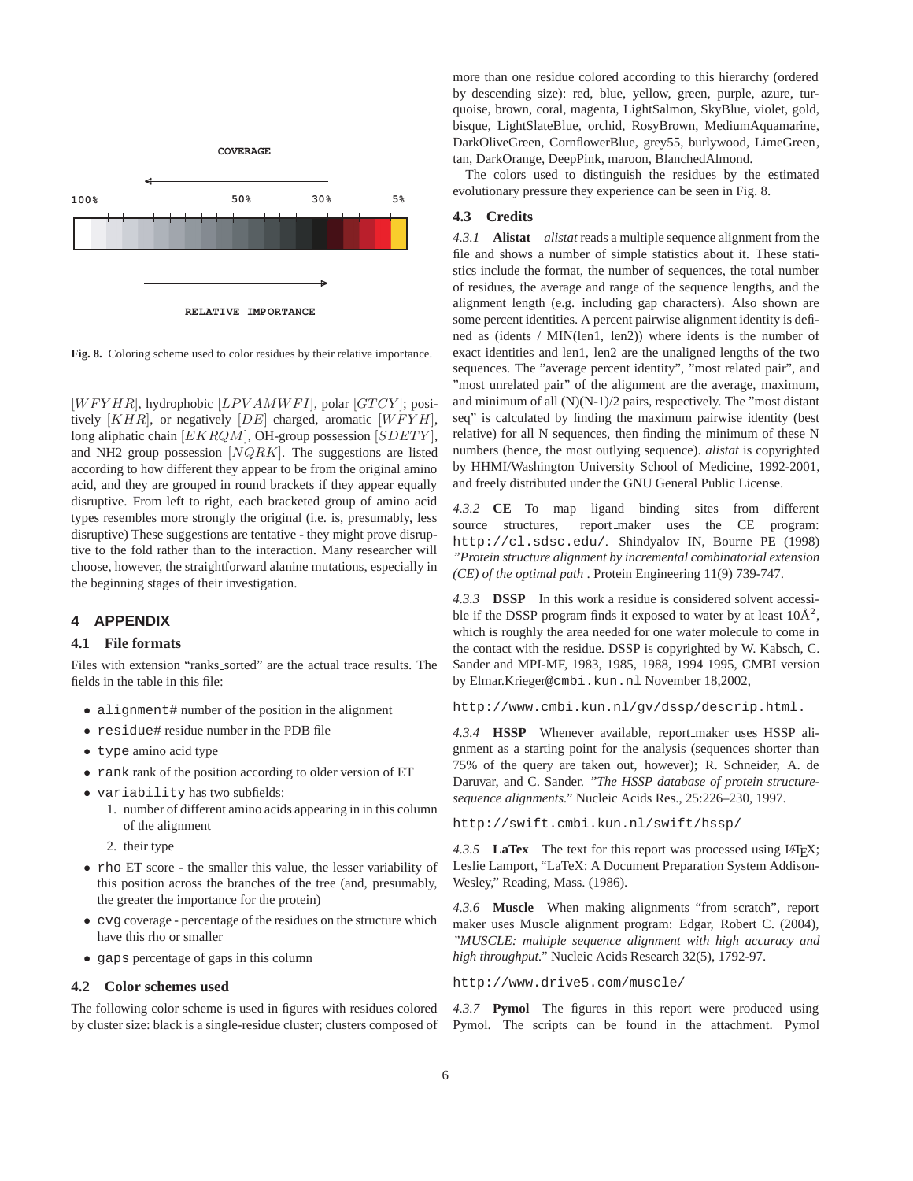COVERAGE

100% 50% 30% 5%

RELATIVE IMPORTANCE

**Fig. 8.** Coloring scheme used to color residues by their relative importance.

$[WFYHR]$, hydrophobic $[LPVAMWFI]$, polar $[GTCY]$; positively $[KHR]$, or negatively $[DE]$ charged, aromatic $[WFYH]$, long aliphatic chain $[EKRQM]$, OH-group possession $[SDETY]$, and NH2 group possession $[NQRK]$. The suggestions are listed according to how different they appear to be from the original amino acid, and they are grouped in round brackets if they appear equally disruptive. From left to right, each bracketed group of amino acid types resembles more strongly the original (i.e. is, presumably, less disruptive) These suggestions are tentative - they might prove disruptive to the fold rather than to the interaction. Many researcher will choose, however, the straightforward alanine mutations, especially in the beginning stages of their investigation.

# 4 APPENDIX

## 4.1 File formats

Files with extension "ranks_sorted" are the actual trace results. The fields in the table in this file:

- `alignment#` number of the position in the alignment
- `residue#` residue number in the PDB file
- `type` amino acid type
- `rank` rank of the position according to older version of ET
- `variability` has two subfields:
  1. number of different amino acids appearing in in this column of the alignment
  2. their type
- `rho` ET score - the smaller this value, the lesser variability of this position across the branches of the tree (and, presumably, the greater the importance for the protein)
- `cvg` coverage - percentage of the residues on the structure which have this rho or smaller
- `gaps` percentage of gaps in this column

## 4.2 Color schemes used

The following color scheme is used in figures with residues colored by cluster size: black is a single-residue cluster; clusters composed of more than one residue colored according to this hierarchy (ordered by descending size): red, blue, yellow, green, purple, azure, turquoise, brown, coral, magenta, LightSalmon, SkyBlue, violet, gold, bisque, LightSlateBlue, orchid, RosyBrown, MediumAquamarine, DarkOliveGreen, CornflowerBlue, grey55, burlywood, LimeGreen, tan, DarkOrange, DeepPink, maroon, BlanchedAlmond.

The colors used to distinguish the residues by the estimated evolutionary pressure they experience can be seen in Fig. 8.

## 4.3 Credits

*4.3.1* **Alistat** *alistat* reads a multiple sequence alignment from the file and shows a number of simple statistics about it. These statistics include the format, the number of sequences, the total number of residues, the average and range of the sequence lengths, and the alignment length (e.g. including gap characters). Also shown are some percent identities. A percent pairwise alignment identity is defined as (idents / MIN(len1, len2)) where idents is the number of exact identities and len1, len2 are the unaligned lengths of the two sequences. The "average percent identity", "most related pair", and "most unrelated pair" of the alignment are the average, maximum, and minimum of all (N)(N-1)/2 pairs, respectively. The "most distant seq" is calculated by finding the maximum pairwise identity (best relative) for all N sequences, then finding the minimum of these N numbers (hence, the most outlying sequence). *alistat* is copyrighted by HHMI/Washington University School of Medicine, 1992-2001, and freely distributed under the GNU General Public License.

*4.3.2* **CE** To map ligand binding sites from different source structures, report_maker uses the CE program: `http://cl.sdsc.edu/`. Shindyalov IN, Bourne PE (1998) *"Protein structure alignment by incremental combinatorial extension (CE) of the optimal path* . Protein Engineering 11(9) 739-747.

*4.3.3* **DSSP** In this work a residue is considered solvent accessible if the DSSP program finds it exposed to water by at least 10Å$^2$, which is roughly the area needed for one water molecule to come in the contact with the residue. DSSP is copyrighted by W. Kabsch, C. Sander and MPI-MF, 1983, 1985, 1988, 1994 1995, CMBI version by Elmar.Krieger@`cmbi.kun.nl` November 18,2002,

`http://www.cmbi.kun.nl/gv/dssp/descrip.html.`

*4.3.4* **HSSP** Whenever available, report_maker uses HSSP alignment as a starting point for the analysis (sequences shorter than 75% of the query are taken out, however); R. Schneider, A. de Daruvar, and C. Sander. *"The HSSP database of protein structure-sequence alignments."* Nucleic Acids Res., 25:226–230, 1997.

`http://swift.cmbi.kun.nl/swift/hssp/`

*4.3.5* **LaTex** The text for this report was processed using LaTeX; Leslie Lamport, "LaTeX: A Document Preparation System Addison-Wesley," Reading, Mass. (1986).

*4.3.6* **Muscle** When making alignments "from scratch", report maker uses Muscle alignment program: Edgar, Robert C. (2004), *"MUSCLE: multiple sequence alignment with high accuracy and high throughput."* Nucleic Acids Research 32(5), 1792-97.

`http://www.drive5.com/muscle/`

*4.3.7* **Pymol** The figures in this report were produced using Pymol. The scripts can be found in the attachment. Pymol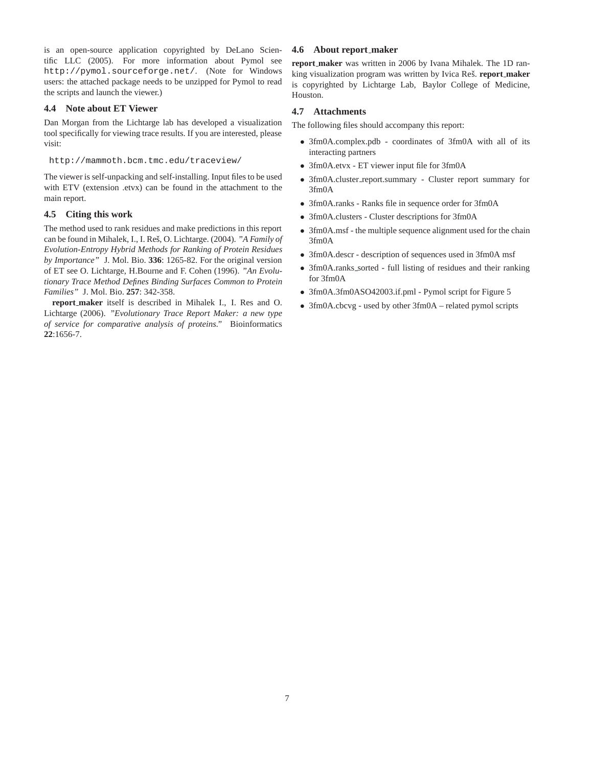is an open-source application copyrighted by DeLano Scientific LLC (2005). For more information about Pymol see `http://pymol.sourceforge.net/`. (Note for Windows users: the attached package needs to be unzipped for Pymol to read the scripts and launch the viewer.)

### 4.4 Note about ET Viewer

Dan Morgan from the Lichtarge lab has developed a visualization tool specifically for viewing trace results. If you are interested, please visit:

```
http://mammoth.bcm.tmc.edu/traceview/
```

The viewer is self-unpacking and self-installing. Input files to be used with ETV (extension .etvx) can be found in the attachment to the main report.

### 4.5 Citing this work

The method used to rank residues and make predictions in this report can be found in Mihalek, I., I. Reš, O. Lichtarge. (2004). *"A Family of Evolution-Entropy Hybrid Methods for Ranking of Protein Residues by Importance"* J. Mol. Bio. **336**: 1265-82. For the original version of ET see O. Lichtarge, H.Bourne and F. Cohen (1996). *"An Evolutionary Trace Method Defines Binding Surfaces Common to Protein Families"* J. Mol. Bio. **257**: 342-358.

**report_maker** itself is described in Mihalek I., I. Res and O. Lichtarge (2006). *"Evolutionary Trace Report Maker: a new type of service for comparative analysis of proteins."* Bioinformatics **22**:1656-7.

### 4.6 About report_maker

**report_maker** was written in 2006 by Ivana Mihalek. The 1D ranking visualization program was written by Ivica Reš. **report_maker** is copyrighted by Lichtarge Lab, Baylor College of Medicine, Houston.

### 4.7 Attachments

The following files should accompany this report:

- 3fm0A.complex.pdb - coordinates of 3fm0A with all of its interacting partners
- 3fm0A.etvx - ET viewer input file for 3fm0A
- 3fm0A.cluster_report.summary - Cluster report summary for 3fm0A
- 3fm0A.ranks - Ranks file in sequence order for 3fm0A
- 3fm0A.clusters - Cluster descriptions for 3fm0A
- 3fm0A.msf - the multiple sequence alignment used for the chain 3fm0A
- 3fm0A.descr - description of sequences used in 3fm0A msf
- 3fm0A.ranks_sorted - full listing of residues and their ranking for 3fm0A
- 3fm0A.3fm0ASO42003.if.pml - Pymol script for Figure 5
- 3fm0A.cbcvg - used by other 3fm0A – related pymol scripts